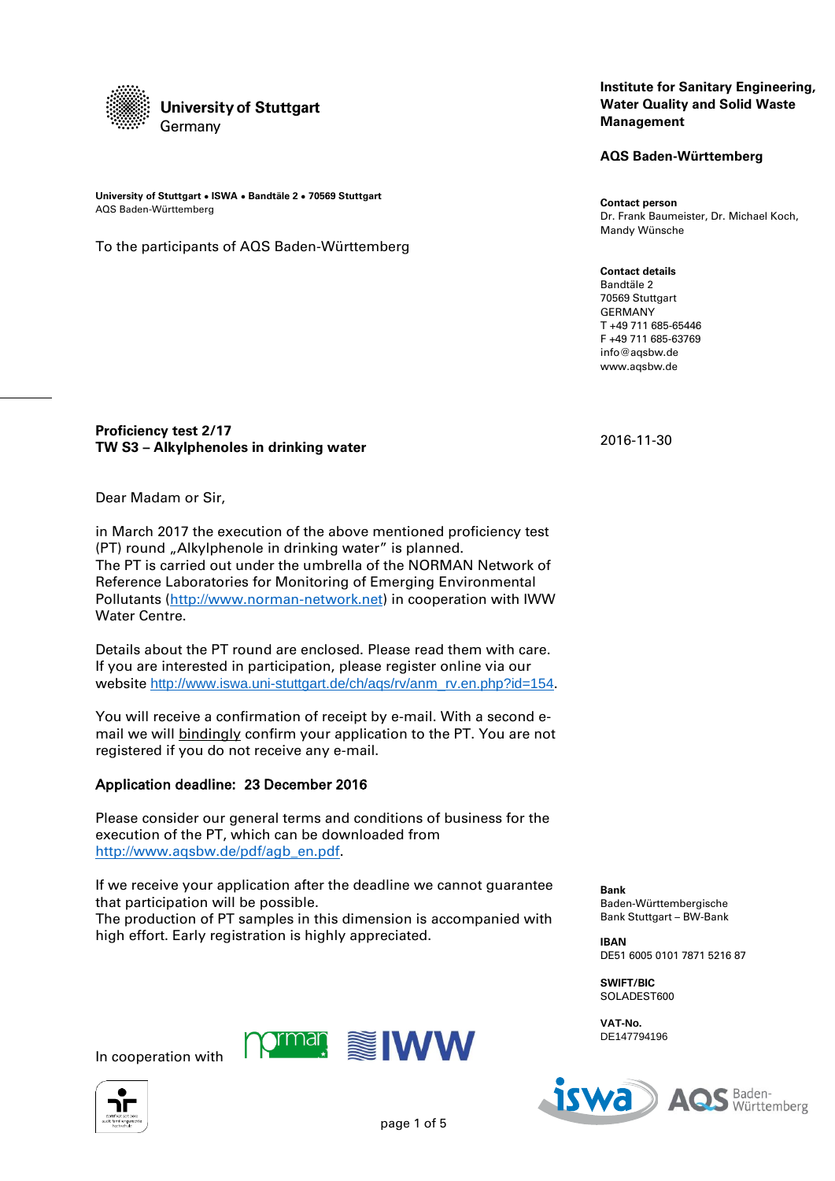**University of Stuttgart**
Germany

**Institute for Sanitary Engineering, Water Quality and Solid Waste Management**

**AQS Baden-Württemberg**

**University of Stuttgart • ISWA • Bandtäle 2 • 70569 Stuttgart**
AQS Baden-Württemberg

To the participants of AQS Baden-Württemberg

**Contact person**
Dr. Frank Baumeister, Dr. Michael Koch, Mandy Wünsche

**Contact details**
Bandtäle 2
70569 Stuttgart
GERMANY
T +49 711 685-65446
F +49 711 685-63769
info@aqsbw.de
www.aqsbw.de

**Proficiency test 2/17**
**TW S3 – Alkylphenoles in drinking water**

2016-11-30

Dear Madam or Sir,

in March 2017 the execution of the above mentioned proficiency test (PT) round „Alkylphenole in drinking water" is planned.
The PT is carried out under the umbrella of the NORMAN Network of Reference Laboratories for Monitoring of Emerging Environmental Pollutants (http://www.norman-network.net) in cooperation with IWW Water Centre.

Details about the PT round are enclosed. Please read them with care. If you are interested in participation, please register online via our website http://www.iswa.uni-stuttgart.de/ch/aqs/rv/anm_rv.en.php?id=154.

You will receive a confirmation of receipt by e-mail. With a second e-mail we will bindingly confirm your application to the PT. You are not registered if you do not receive any e-mail.

**Application deadline: 23 December 2016**

Please consider our general terms and conditions of business for the execution of the PT, which can be downloaded from http://www.aqsbw.de/pdf/agb_en.pdf.

If we receive your application after the deadline we cannot guarantee that participation will be possible.
The production of PT samples in this dimension is accompanied with high effort. Early registration is highly appreciated.

**Bank**
Baden-Württembergische Bank Stuttgart – BW-Bank

**IBAN**
DE51 6005 0101 7871 5216 87

**SWIFT/BIC**
SOLADEST600

**VAT-No.**
DE147794196

In cooperation with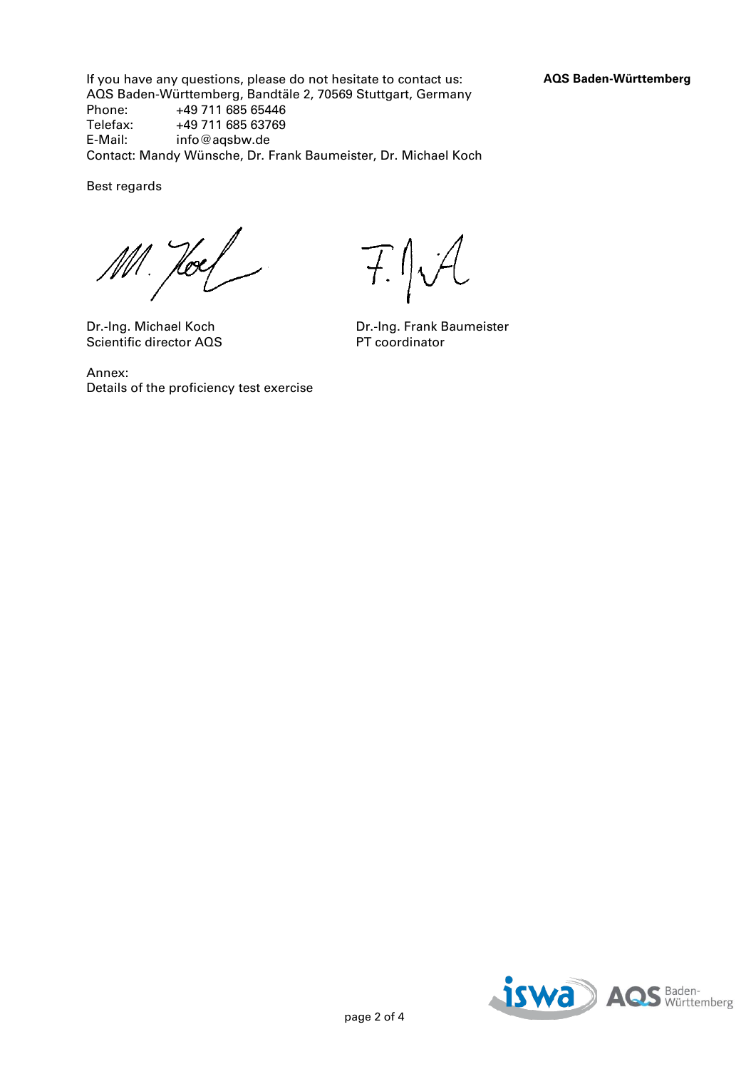If you have any questions, please do not hesitate to contact us:
AQS Baden-Württemberg, Bandtäle 2, 70569 Stuttgart, Germany
Phone: +49 711 685 65446
Telefax: +49 711 685 63769
E-Mail: info@aqsbw.de
Contact: Mandy Wünsche, Dr. Frank Baumeister, Dr. Michael Koch

Best regards

Dr.-Ing. Michael Koch
Scientific director AQS

Dr.-Ing. Frank Baumeister
PT coordinator

Annex:
Details of the proficiency test exercise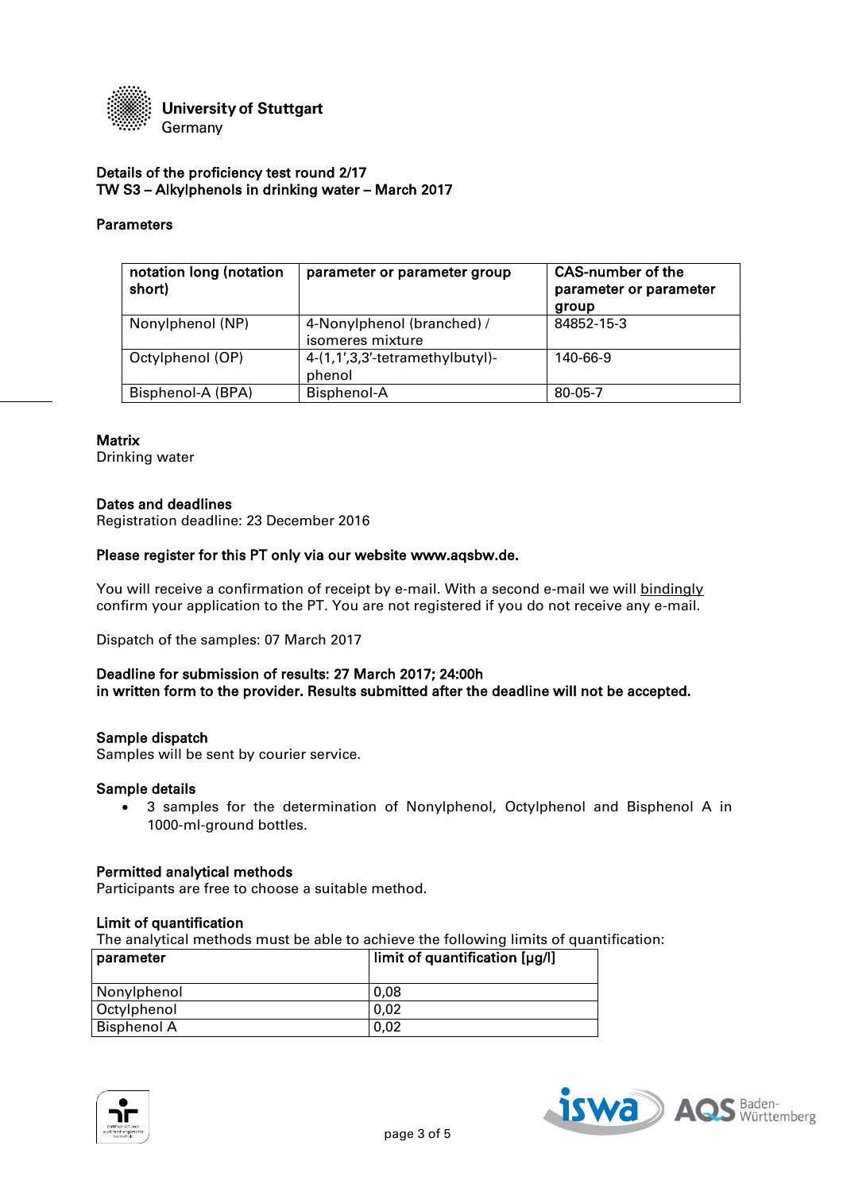University of Stuttgart
Germany

**Details of the proficiency test round 2/17**
**TW S3 – Alkylphenols in drinking water – March 2017**

**Parameters**

| notation long (notation short) | parameter or parameter group | CAS-number of the parameter or parameter group |
|---|---|---|
| Nonylphenol (NP) | 4-Nonylphenol (branched) / isomeres mixture | 84852-15-3 |
| Octylphenol (OP) | 4-(1,1',3,3'-tetramethylbutyl)-phenol | 140-66-9 |
| Bisphenol-A (BPA) | Bisphenol-A | 80-05-7 |

**Matrix**
Drinking water

**Dates and deadlines**
Registration deadline: 23 December 2016

**Please register for this PT only via our website www.aqsbw.de.**

You will receive a confirmation of receipt by e-mail. With a second e-mail we will bindingly confirm your application to the PT. You are not registered if you do not receive any e-mail.

Dispatch of the samples: 07 March 2017

**Deadline for submission of results: 27 March 2017; 24:00h**
**in written form to the provider. Results submitted after the deadline will not be accepted.**

**Sample dispatch**
Samples will be sent by courier service.

**Sample details**

- 3 samples for the determination of Nonylphenol, Octylphenol and Bisphenol A in 1000-ml-ground bottles.

**Permitted analytical methods**
Participants are free to choose a suitable method.

**Limit of quantification**
The analytical methods must be able to achieve the following limits of quantification:

| parameter | limit of quantification [µg/l] |
|---|---|
| Nonylphenol | 0,08 |
| Octylphenol | 0,02 |
| Bisphenol A | 0,02 |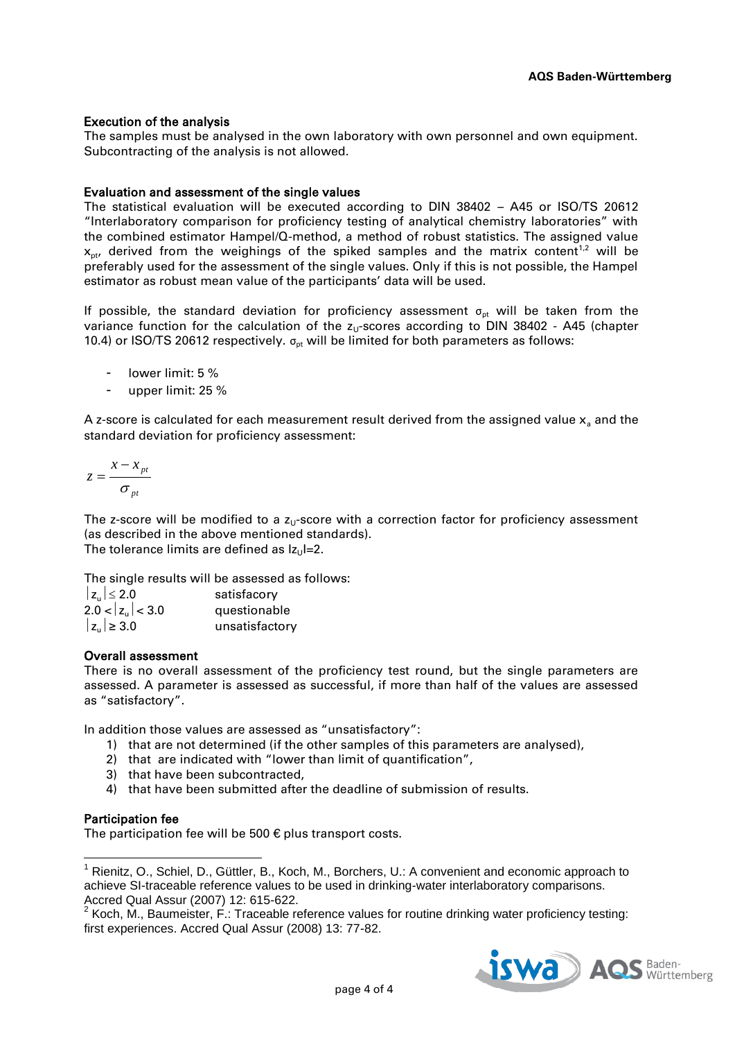## Execution of the analysis

The samples must be analysed in the own laboratory with own personnel and own equipment. Subcontracting of the analysis is not allowed.

## Evaluation and assessment of the single values

The statistical evaluation will be executed according to DIN 38402 – A45 or ISO/TS 20612 "Interlaboratory comparison for proficiency testing of analytical chemistry laboratories" with the combined estimator Hampel/Q-method, a method of robust statistics. The assigned value $x_{pt}$, derived from the weighings of the spiked samples and the matrix content[1,2] will be preferably used for the assessment of the single values. Only if this is not possible, the Hampel estimator as robust mean value of the participants' data will be used.

If possible, the standard deviation for proficiency assessment $\sigma_{pt}$ will be taken from the variance function for the calculation of the $z_U$-scores according to DIN 38402 - A45 (chapter 10.4) or ISO/TS 20612 respectively. $\sigma_{pt}$ will be limited for both parameters as follows:

- lower limit: 5 %
- upper limit: 25 %

A z-score is calculated for each measurement result derived from the assigned value $x_a$ and the standard deviation for proficiency assessment:

$$z = \frac{x - x_{pt}}{\sigma_{pt}}$$

The z-score will be modified to a $z_U$-score with a correction factor for proficiency assessment (as described in the above mentioned standards).
The tolerance limits are defined as $|z_U|=2$.

The single results will be assessed as follows:

| | |
|---|---|
| $\lvert z_u \rvert \leq 2.0$ | satisfacory |
| $2.0 < \lvert z_u \rvert < 3.0$ | questionable |
| $\lvert z_u \rvert \geq 3.0$ | unsatisfactory |

## Overall assessment

There is no overall assessment of the proficiency test round, but the single parameters are assessed. A parameter is assessed as successful, if more than half of the values are assessed as "satisfactory".

In addition those values are assessed as "unsatisfactory":

1) that are not determined (if the other samples of this parameters are analysed),
2) that are indicated with "lower than limit of quantification",
3) that have been subcontracted,
4) that have been submitted after the deadline of submission of results.

## Participation fee

The participation fee will be 500 € plus transport costs.

---

[1] Rienitz, O., Schiel, D., Güttler, B., Koch, M., Borchers, U.: A convenient and economic approach to achieve SI-traceable reference values to be used in drinking-water interlaboratory comparisons. Accred Qual Assur (2007) 12: 615-622.

[2] Koch, M., Baumeister, F.: Traceable reference values for routine drinking water proficiency testing: first experiences. Accred Qual Assur (2008) 13: 77-82.